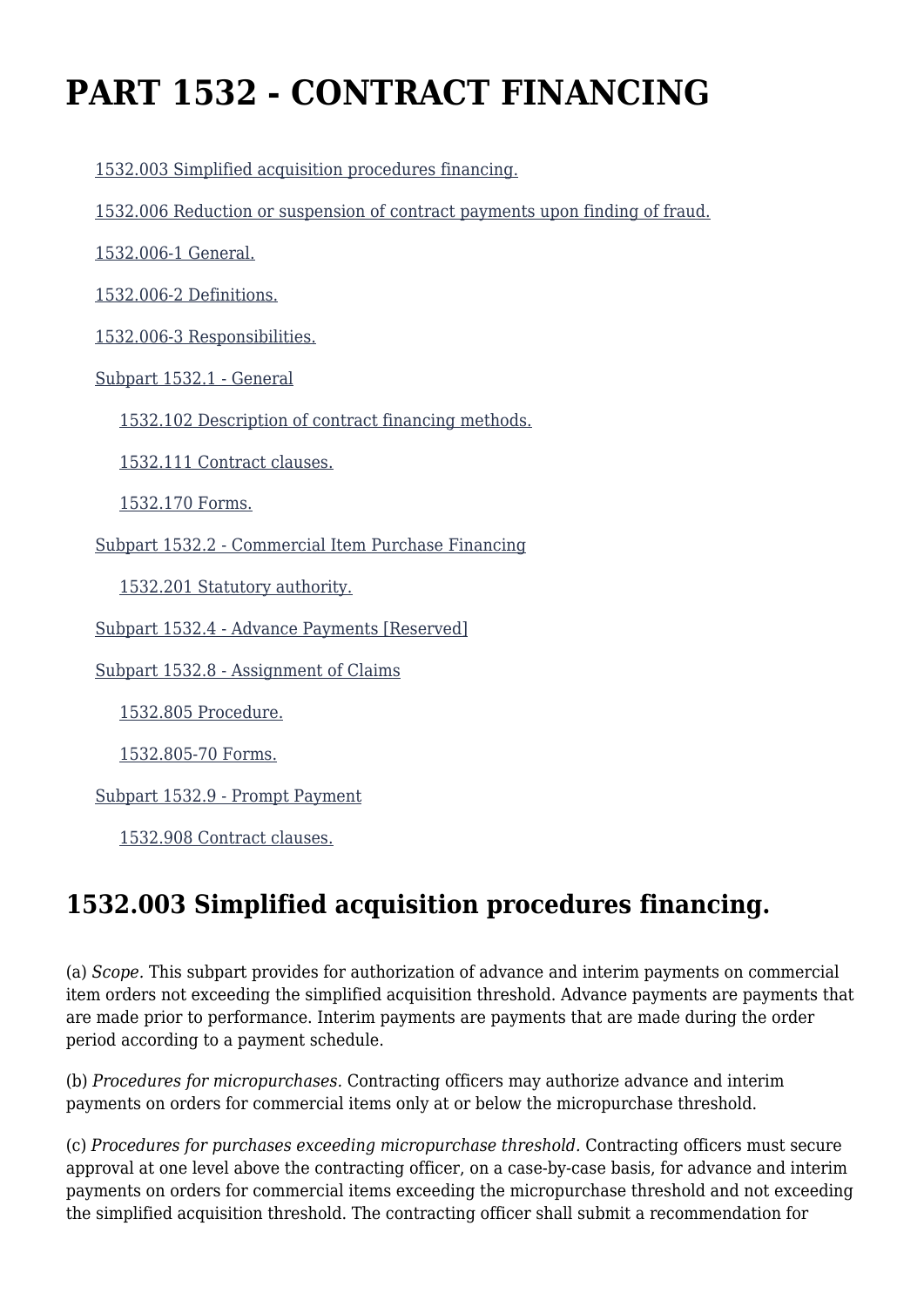# PART 1532 - CONTRACT FINANCING

- 1532.003 Simplified acquisition procedures financing.
- 1532.006 Reduction or suspension of contract payments upon finding of fraud.
- 1532.006-1 General.
- 1532.006-2 Definitions.
- 1532.006-3 Responsibilities.
- Subpart 1532.1 - General
  - 1532.102 Description of contract financing methods.
  - 1532.111 Contract clauses.
  - 1532.170 Forms.
- Subpart 1532.2 - Commercial Item Purchase Financing
  - 1532.201 Statutory authority.
- Subpart 1532.4 - Advance Payments [Reserved]
- Subpart 1532.8 - Assignment of Claims
  - 1532.805 Procedure.
  - 1532.805-70 Forms.
- Subpart 1532.9 - Prompt Payment
  - 1532.908 Contract clauses.

## 1532.003 Simplified acquisition procedures financing.

(a) *Scope.* This subpart provides for authorization of advance and interim payments on commercial item orders not exceeding the simplified acquisition threshold. Advance payments are payments that are made prior to performance. Interim payments are payments that are made during the order period according to a payment schedule.

(b) *Procedures for micropurchases.* Contracting officers may authorize advance and interim payments on orders for commercial items only at or below the micropurchase threshold.

(c) *Procedures for purchases exceeding micropurchase threshold.* Contracting officers must secure approval at one level above the contracting officer, on a case-by-case basis, for advance and interim payments on orders for commercial items exceeding the micropurchase threshold and not exceeding the simplified acquisition threshold. The contracting officer shall submit a recommendation for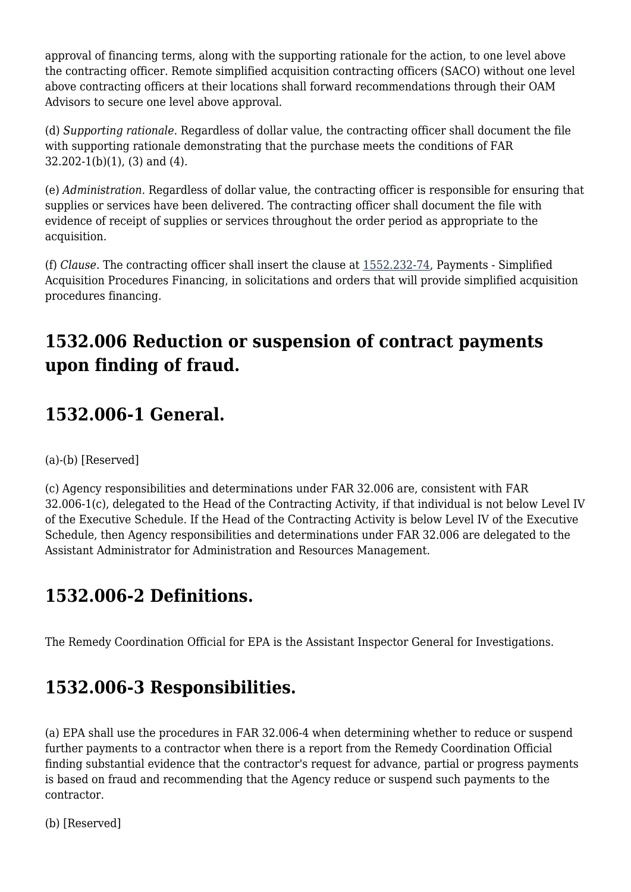approval of financing terms, along with the supporting rationale for the action, to one level above the contracting officer. Remote simplified acquisition contracting officers (SACO) without one level above contracting officers at their locations shall forward recommendations through their OAM Advisors to secure one level above approval.

(d) *Supporting rationale.* Regardless of dollar value, the contracting officer shall document the file with supporting rationale demonstrating that the purchase meets the conditions of FAR 32.202-1(b)(1), (3) and (4).

(e) *Administration.* Regardless of dollar value, the contracting officer is responsible for ensuring that supplies or services have been delivered. The contracting officer shall document the file with evidence of receipt of supplies or services throughout the order period as appropriate to the acquisition.

(f) *Clause.* The contracting officer shall insert the clause at 1552.232-74, Payments - Simplified Acquisition Procedures Financing, in solicitations and orders that will provide simplified acquisition procedures financing.

## 1532.006 Reduction or suspension of contract payments upon finding of fraud.

## 1532.006-1 General.

(a)-(b) [Reserved]

(c) Agency responsibilities and determinations under FAR 32.006 are, consistent with FAR 32.006-1(c), delegated to the Head of the Contracting Activity, if that individual is not below Level IV of the Executive Schedule. If the Head of the Contracting Activity is below Level IV of the Executive Schedule, then Agency responsibilities and determinations under FAR 32.006 are delegated to the Assistant Administrator for Administration and Resources Management.

## 1532.006-2 Definitions.

The Remedy Coordination Official for EPA is the Assistant Inspector General for Investigations.

## 1532.006-3 Responsibilities.

(a) EPA shall use the procedures in FAR 32.006-4 when determining whether to reduce or suspend further payments to a contractor when there is a report from the Remedy Coordination Official finding substantial evidence that the contractor's request for advance, partial or progress payments is based on fraud and recommending that the Agency reduce or suspend such payments to the contractor.

(b) [Reserved]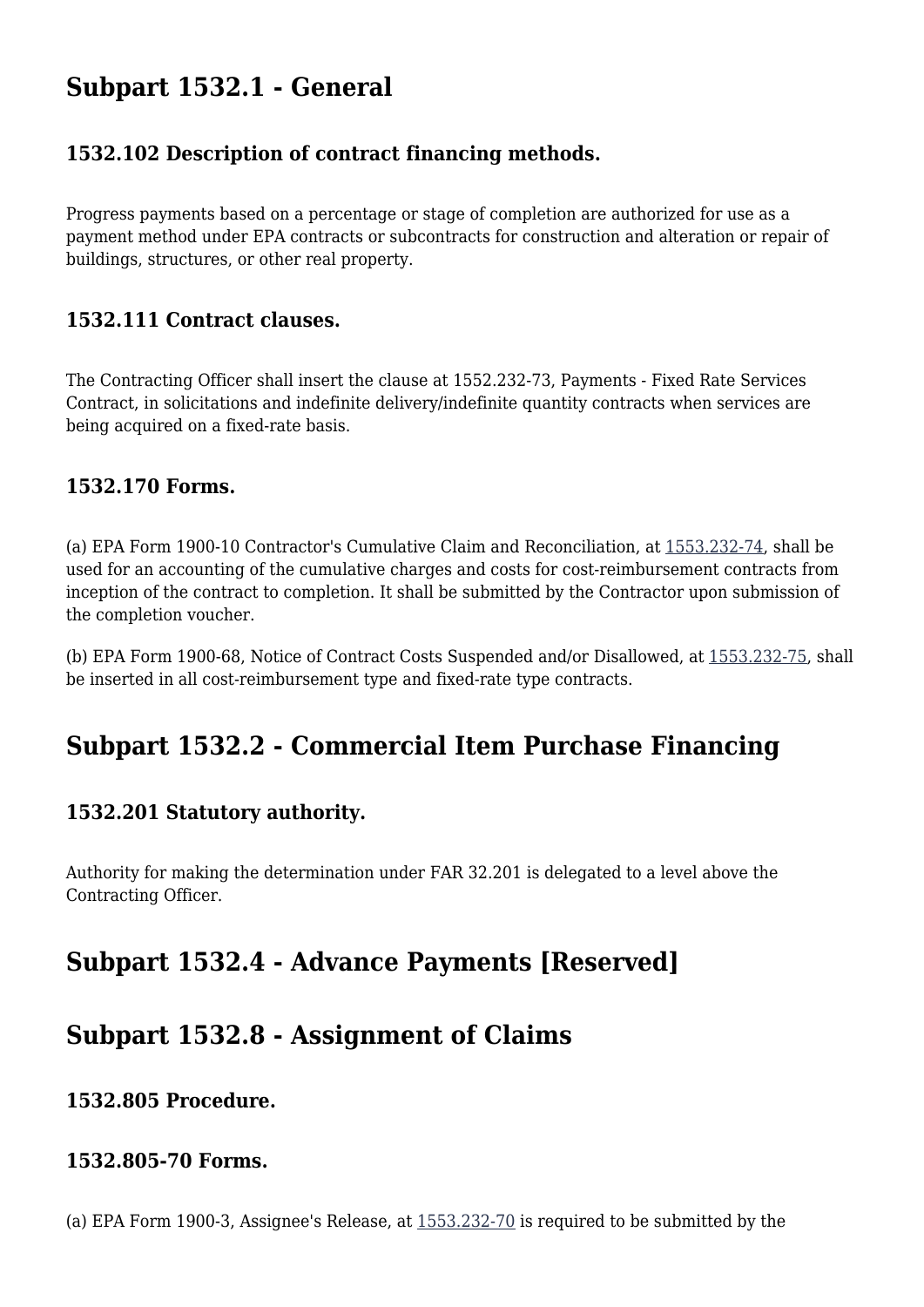## Subpart 1532.1 - General

### 1532.102 Description of contract financing methods.

Progress payments based on a percentage or stage of completion are authorized for use as a payment method under EPA contracts or subcontracts for construction and alteration or repair of buildings, structures, or other real property.

### 1532.111 Contract clauses.

The Contracting Officer shall insert the clause at 1552.232-73, Payments - Fixed Rate Services Contract, in solicitations and indefinite delivery/indefinite quantity contracts when services are being acquired on a fixed-rate basis.

### 1532.170 Forms.

(a) EPA Form 1900-10 Contractor's Cumulative Claim and Reconciliation, at 1553.232-74, shall be used for an accounting of the cumulative charges and costs for cost-reimbursement contracts from inception of the contract to completion. It shall be submitted by the Contractor upon submission of the completion voucher.

(b) EPA Form 1900-68, Notice of Contract Costs Suspended and/or Disallowed, at 1553.232-75, shall be inserted in all cost-reimbursement type and fixed-rate type contracts.

## Subpart 1532.2 - Commercial Item Purchase Financing

### 1532.201 Statutory authority.

Authority for making the determination under FAR 32.201 is delegated to a level above the Contracting Officer.

## Subpart 1532.4 - Advance Payments [Reserved]

## Subpart 1532.8 - Assignment of Claims

### 1532.805 Procedure.

### 1532.805-70 Forms.

(a) EPA Form 1900-3, Assignee's Release, at 1553.232-70 is required to be submitted by the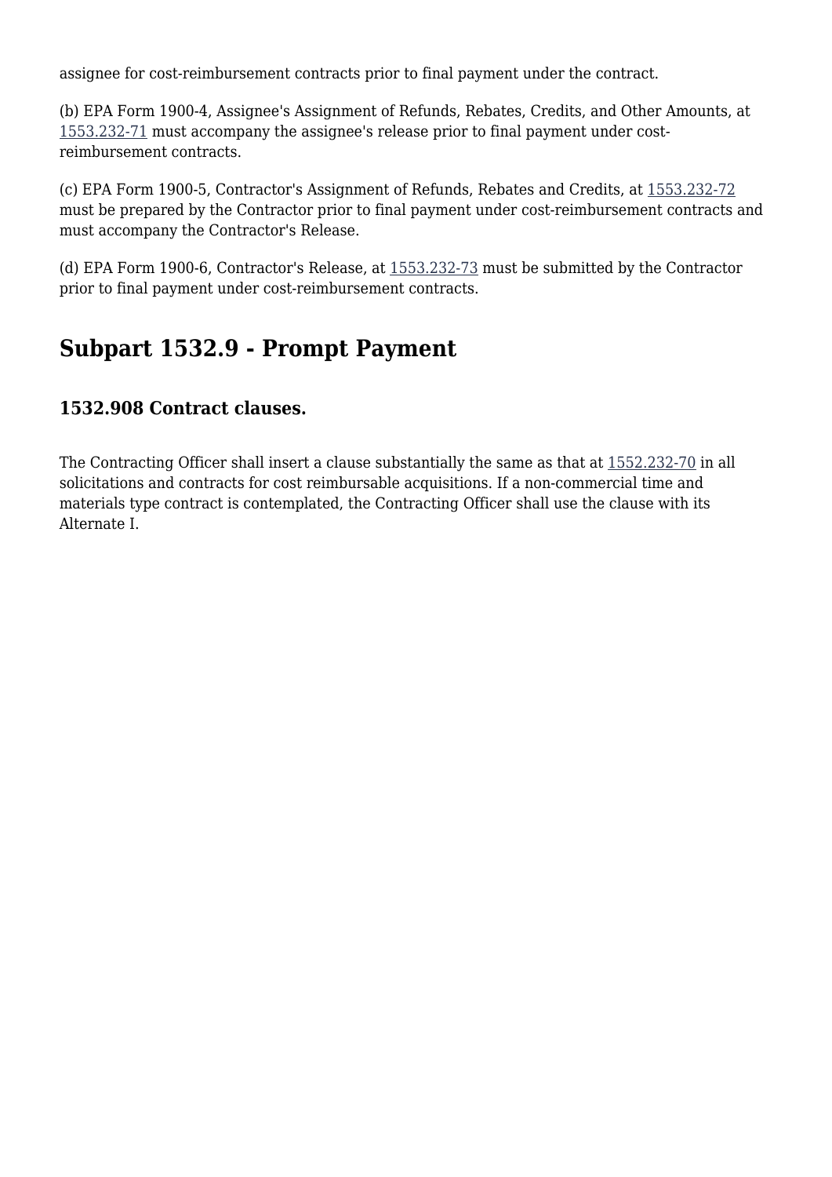assignee for cost-reimbursement contracts prior to final payment under the contract.

(b) EPA Form 1900-4, Assignee's Assignment of Refunds, Rebates, Credits, and Other Amounts, at 1553.232-71 must accompany the assignee's release prior to final payment under cost-reimbursement contracts.

(c) EPA Form 1900-5, Contractor's Assignment of Refunds, Rebates and Credits, at 1553.232-72 must be prepared by the Contractor prior to final payment under cost-reimbursement contracts and must accompany the Contractor's Release.

(d) EPA Form 1900-6, Contractor's Release, at 1553.232-73 must be submitted by the Contractor prior to final payment under cost-reimbursement contracts.

## Subpart 1532.9 - Prompt Payment

### 1532.908 Contract clauses.

The Contracting Officer shall insert a clause substantially the same as that at 1552.232-70 in all solicitations and contracts for cost reimbursable acquisitions. If a non-commercial time and materials type contract is contemplated, the Contracting Officer shall use the clause with its Alternate I.